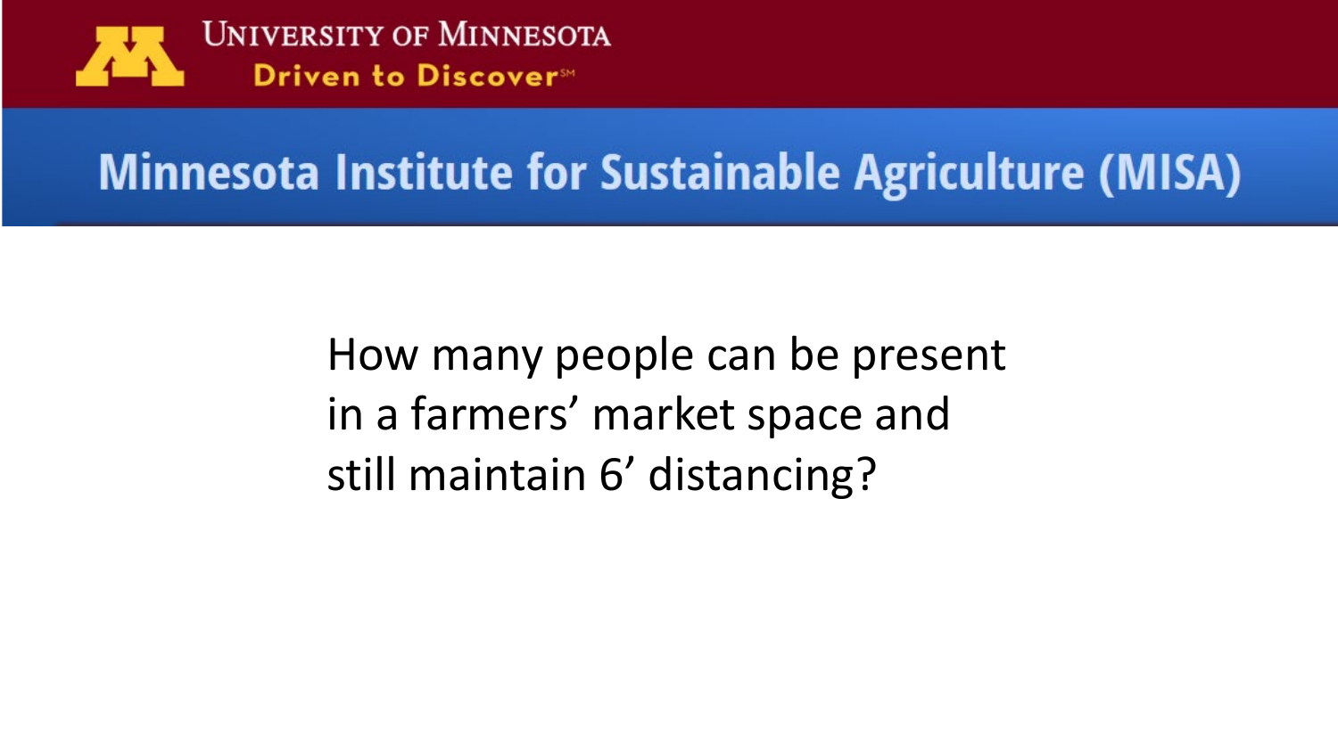UNIVERSITY OF MINNESOTA
Driven to Discover℠

# Minnesota Institute for Sustainable Agriculture (MISA)

How many people can be present in a farmers' market space and still maintain 6' distancing?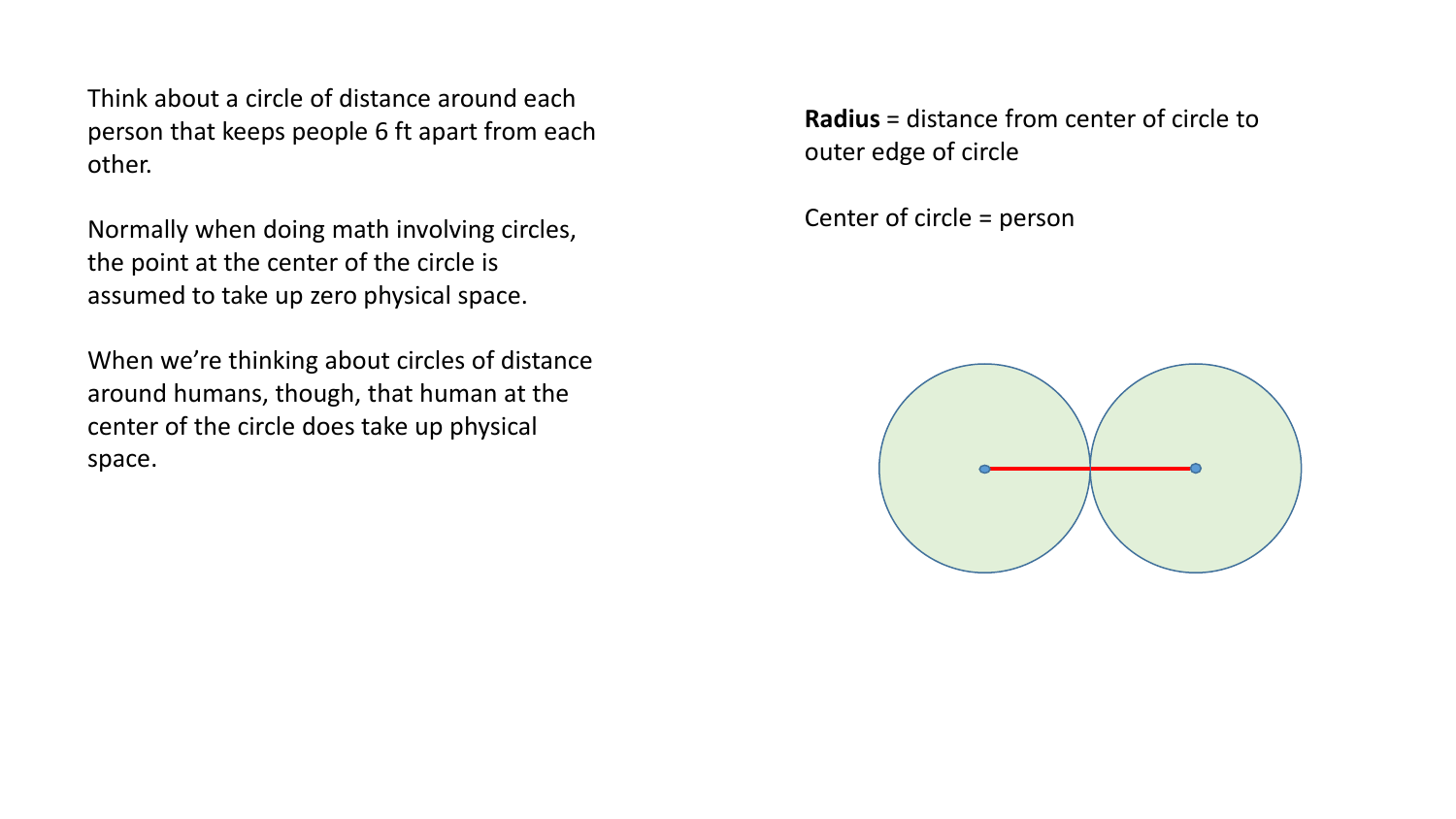Think about a circle of distance around each person that keeps people 6 ft apart from each other.

Normally when doing math involving circles, the point at the center of the circle is assumed to take up zero physical space.

When we're thinking about circles of distance around humans, though, that human at the center of the circle does take up physical space.

**Radius** = distance from center of circle to outer edge of circle

Center of circle = person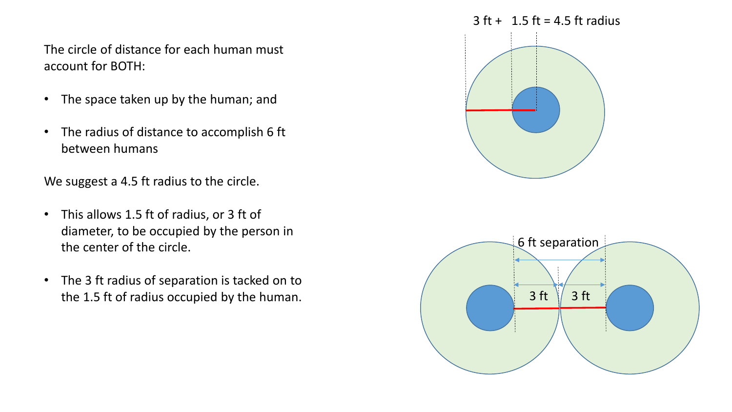The circle of distance for each human must account for BOTH:

- The space taken up by the human; and
- The radius of distance to accomplish 6 ft between humans

We suggest a 4.5 ft radius to the circle.

- This allows 1.5 ft of radius, or 3 ft of diameter, to be occupied by the person in the center of the circle.
- The 3 ft radius of separation is tacked on to the 1.5 ft of radius occupied by the human.

3 ft + 1.5 ft = 4.5 ft radius

6 ft separation

3 ft

3 ft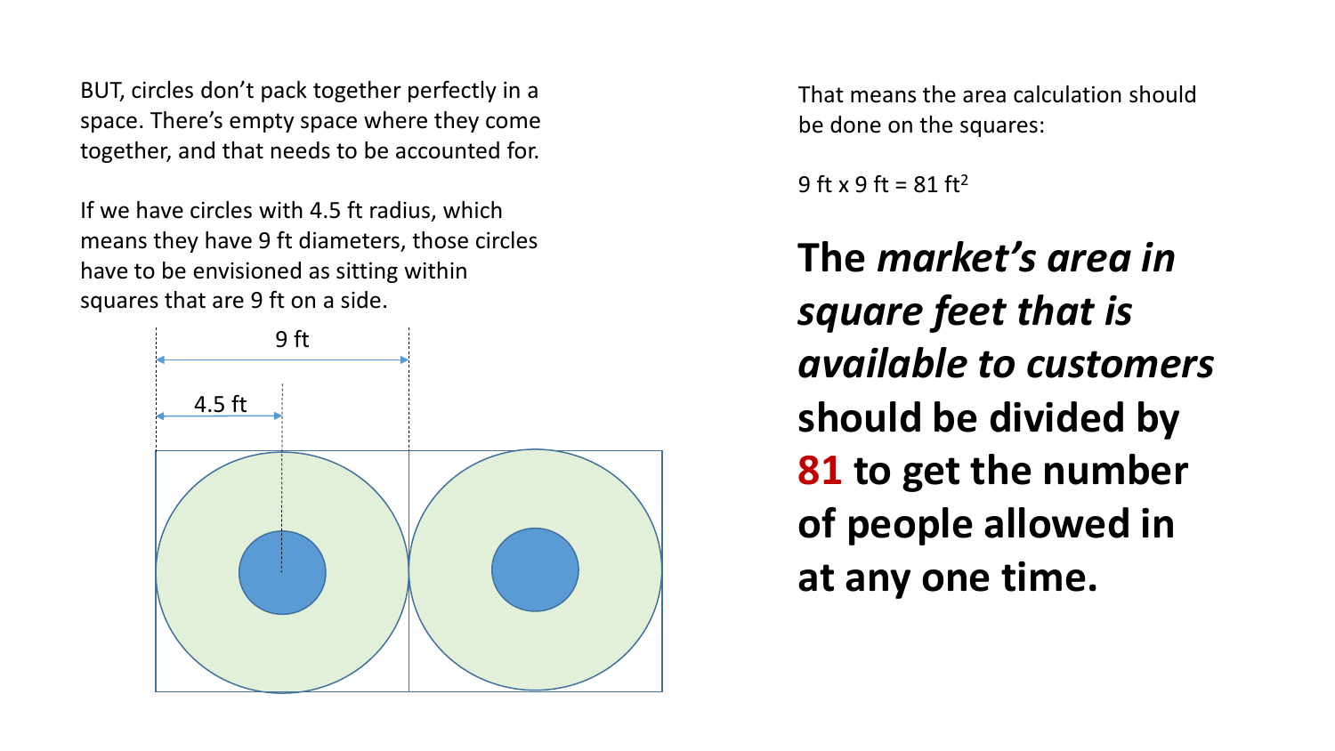BUT, circles don't pack together perfectly in a space. There's empty space where they come together, and that needs to be accounted for.

If we have circles with 4.5 ft radius, which means they have 9 ft diameters, those circles have to be envisioned as sitting within squares that are 9 ft on a side.

9 ft

4.5 ft

That means the area calculation should be done on the squares:

9 ft x 9 ft = 81 $ft^2$

**The *market's area in square feet that is available to customers* should be divided by 81 to get the number of people allowed in at any one time.**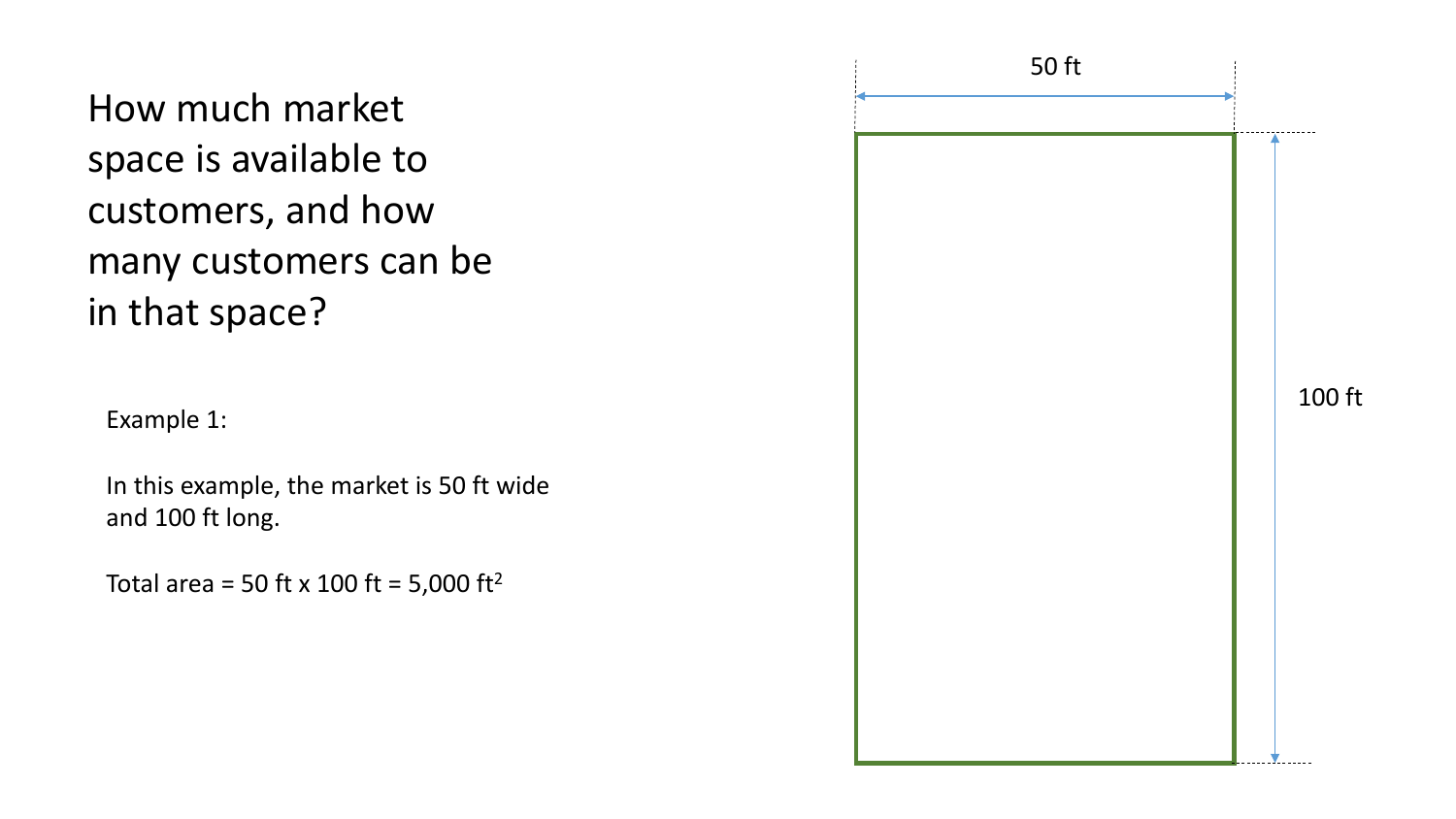# How much market space is available to customers, and how many customers can be in that space?

Example 1:

In this example, the market is 50 ft wide and 100 ft long.

Total area = 50 ft x 100 ft = 5,000 $ft^2$

50 ft

100 ft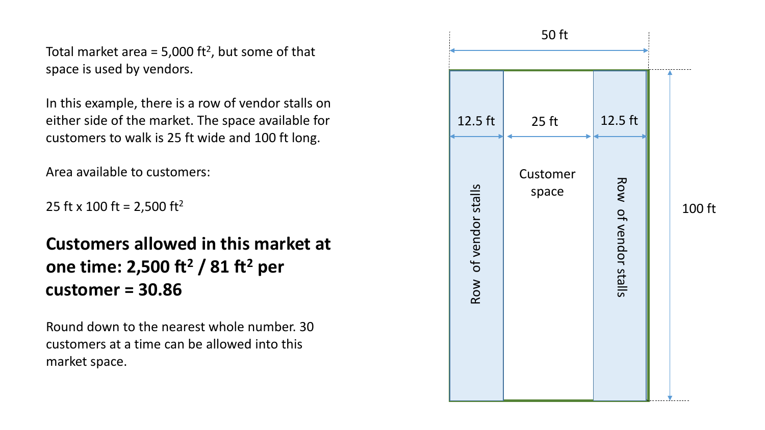Total market area = 5,000 ft$^2$, but some of that space is used by vendors.

In this example, there is a row of vendor stalls on either side of the market. The space available for customers to walk is 25 ft wide and 100 ft long.

Area available to customers:

25 ft x 100 ft = 2,500 ft$^2$

**Customers allowed in this market at one time: 2,500 ft$^2$ / 81 ft$^2$ per customer = 30.86**

Round down to the nearest whole number. 30 customers at a time can be allowed into this market space.

50 ft

12.5 ft | 25 ft | 12.5 ft

Row of vendor stalls | Customer space | Row of vendor stalls

100 ft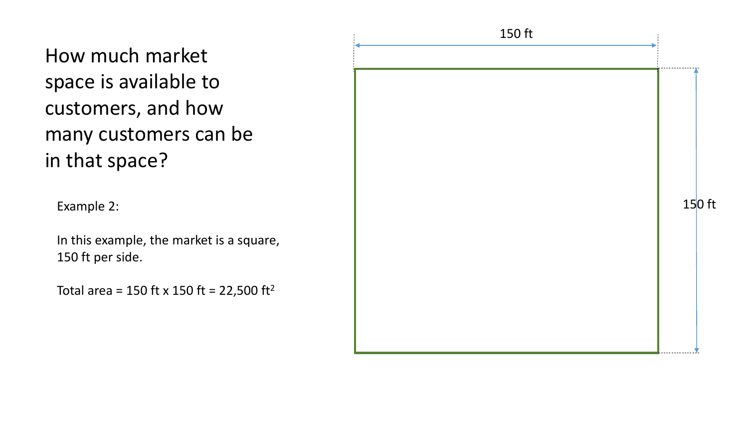# How much market space is available to customers, and how many customers can be in that space?

Example 2:

In this example, the market is a square, 150 ft per side.

Total area = 150 ft x 150 ft = 22,500 $ft^2$

150 ft

150 ft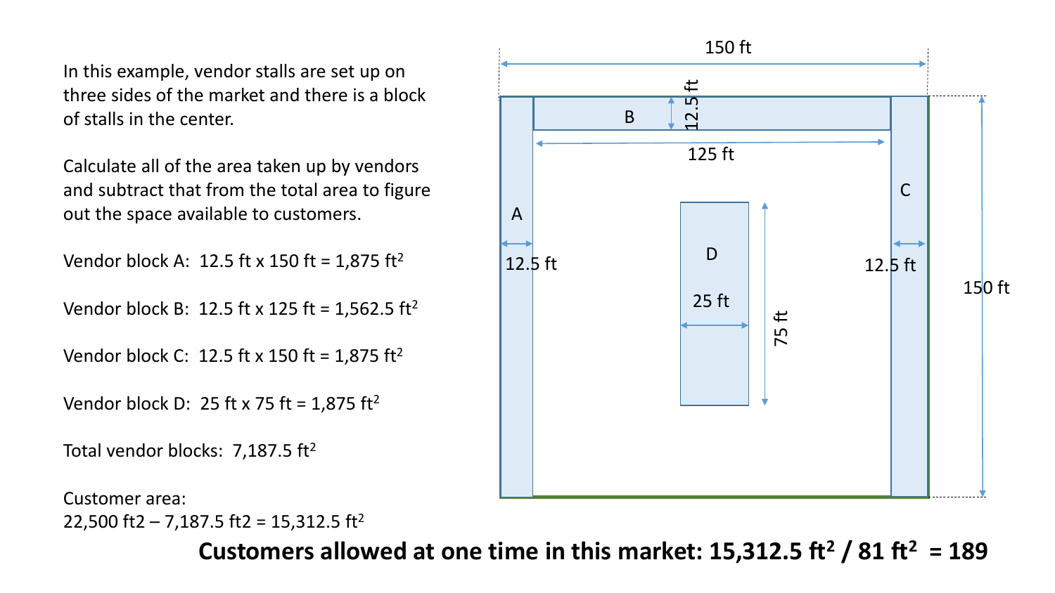In this example, vendor stalls are set up on three sides of the market and there is a block of stalls in the center.

Calculate all of the area taken up by vendors and subtract that from the total area to figure out the space available to customers.

Vendor block A: 12.5 ft x 150 ft = 1,875 $ft^2$

Vendor block B: 12.5 ft x 125 ft = 1,562.5 $ft^2$

Vendor block C: 12.5 ft x 150 ft = 1,875 $ft^2$

Vendor block D: 25 ft x 75 ft = 1,875 $ft^2$

Total vendor blocks: 7,187.5 $ft^2$

Customer area:
22,500 ft2 – 7,187.5 ft2 = 15,312.5 $ft^2$

150 ft

12.5 ft

B

125 ft

A

C

12.5 ft

D

25 ft

75 ft

12.5 ft

150 ft

**Customers allowed at one time in this market: 15,312.5 $ft^2$ / 81 $ft^2$ = 189**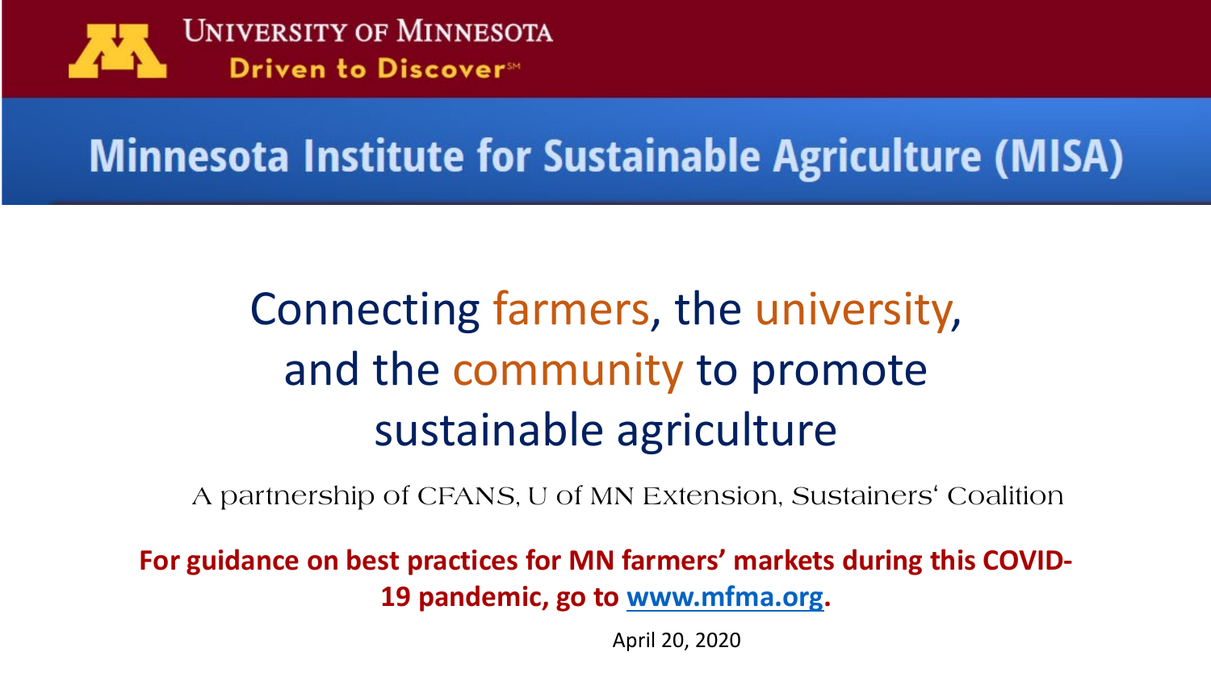University of Minnesota

Driven to Discover℠

# Minnesota Institute for Sustainable Agriculture (MISA)

## Connecting farmers, the university, and the community to promote sustainable agriculture

A partnership of CFANS, U of MN Extension, Sustainers' Coalition

**For guidance on best practices for MN farmers' markets during this COVID-19 pandemic, go to [www.mfma.org](http://www.mfma.org).**

April 20, 2020